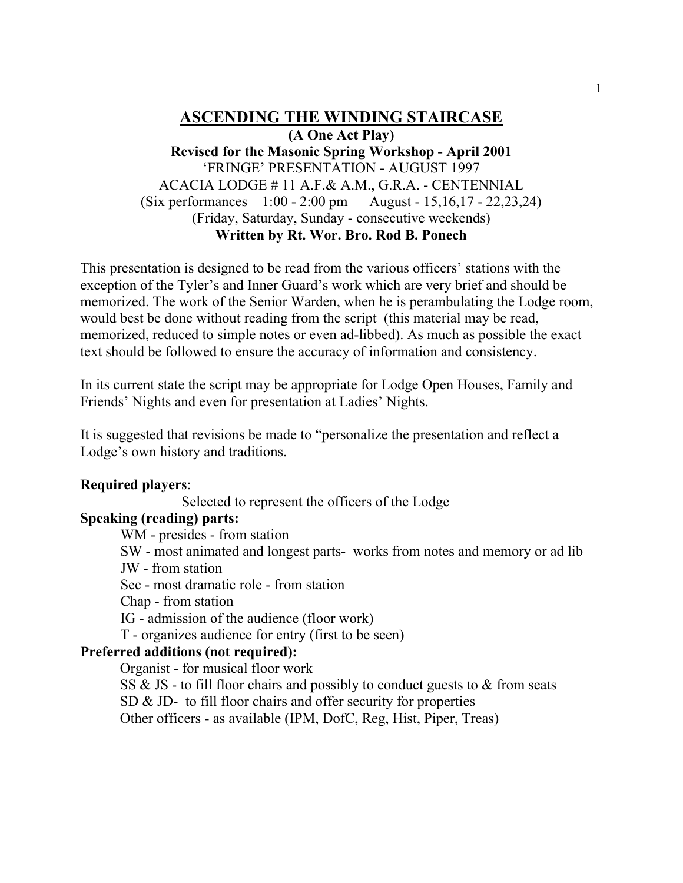# ASCENDING THE WINDING STAIRCASE

**(A One Act Play)**
**Revised for the Masonic Spring Workshop - April 2001**
'FRINGE' PRESENTATION - AUGUST 1997
ACACIA LODGE # 11 A.F.& A.M., G.R.A. - CENTENNIAL
(Six performances 1:00 - 2:00 pm August - 15,16,17 - 22,23,24)
(Friday, Saturday, Sunday - consecutive weekends)
**Written by Rt. Wor. Bro. Rod B. Ponech**

This presentation is designed to be read from the various officers' stations with the exception of the Tyler's and Inner Guard's work which are very brief and should be memorized. The work of the Senior Warden, when he is perambulating the Lodge room, would best be done without reading from the script (this material may be read, memorized, reduced to simple notes or even ad-libbed). As much as possible the exact text should be followed to ensure the accuracy of information and consistency.

In its current state the script may be appropriate for Lodge Open Houses, Family and Friends' Nights and even for presentation at Ladies' Nights.

It is suggested that revisions be made to "personalize the presentation and reflect a Lodge's own history and traditions.

**Required players**:
Selected to represent the officers of the Lodge

**Speaking (reading) parts:**

- WM - presides - from station
- SW - most animated and longest parts- works from notes and memory or ad lib
- JW - from station
- Sec - most dramatic role - from station
- Chap - from station
- IG - admission of the audience (floor work)
- T - organizes audience for entry (first to be seen)

**Preferred additions (not required):**

- Organist - for musical floor work
- SS & JS - to fill floor chairs and possibly to conduct guests to & from seats
- SD & JD- to fill floor chairs and offer security for properties
- Other officers - as available (IPM, DofC, Reg, Hist, Piper, Treas)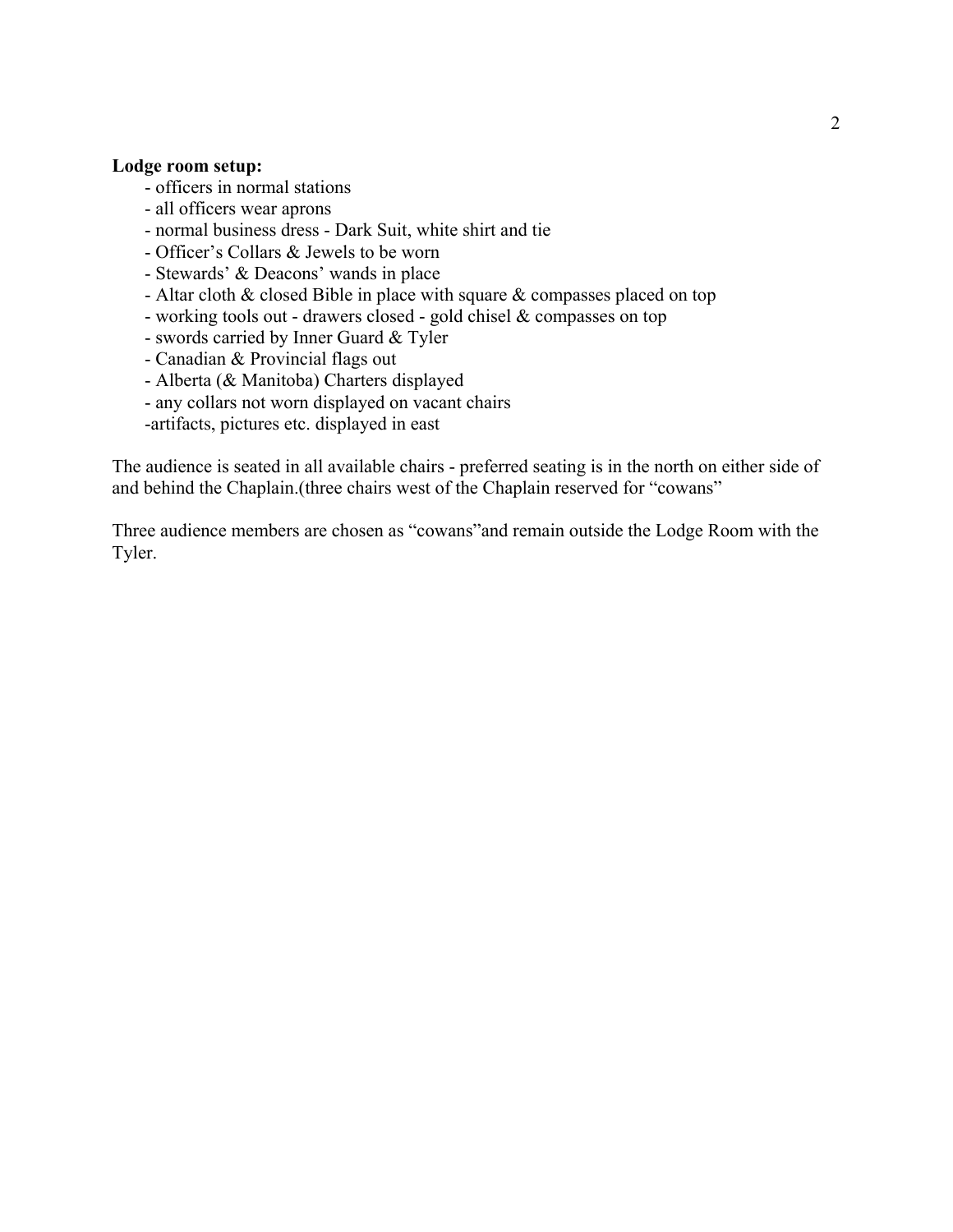**Lodge room setup:**

- officers in normal stations
- all officers wear aprons
- normal business dress - Dark Suit, white shirt and tie
- Officer's Collars & Jewels to be worn
- Stewards' & Deacons' wands in place
- Altar cloth & closed Bible in place with square & compasses placed on top
- working tools out - drawers closed - gold chisel & compasses on top
- swords carried by Inner Guard & Tyler
- Canadian & Provincial flags out
- Alberta (& Manitoba) Charters displayed
- any collars not worn displayed on vacant chairs
- artifacts, pictures etc. displayed in east

The audience is seated in all available chairs - preferred seating is in the north on either side of and behind the Chaplain.(three chairs west of the Chaplain reserved for "cowans"

Three audience members are chosen as "cowans"and remain outside the Lodge Room with the Tyler.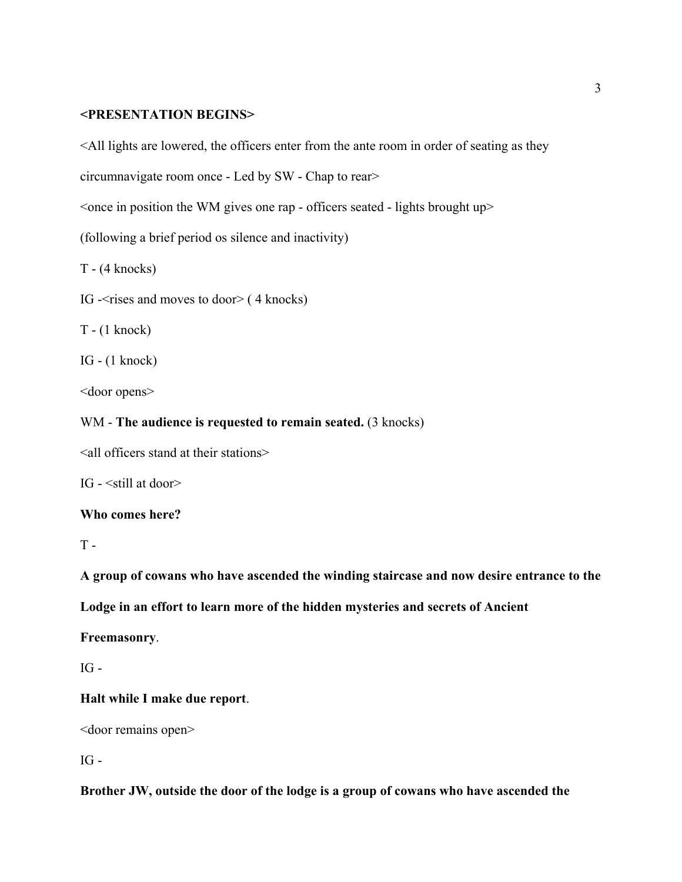**<PRESENTATION BEGINS>**

<All lights are lowered, the officers enter from the ante room in order of seating as they circumnavigate room once - Led by SW - Chap to rear>

<once in position the WM gives one rap - officers seated - lights brought up>

(following a brief period os silence and inactivity)

T - (4 knocks)

IG -<rises and moves to door> ( 4 knocks)

T - (1 knock)

IG - (1 knock)

<door opens>

WM - **The audience is requested to remain seated.** (3 knocks)

<all officers stand at their stations>

IG - <still at door>

**Who comes here?**

T -

**A group of cowans who have ascended the winding staircase and now desire entrance to the Lodge in an effort to learn more of the hidden mysteries and secrets of Ancient Freemasonry**.

IG -

**Halt while I make due report**.

<door remains open>

IG -

**Brother JW, outside the door of the lodge is a group of cowans who have ascended the**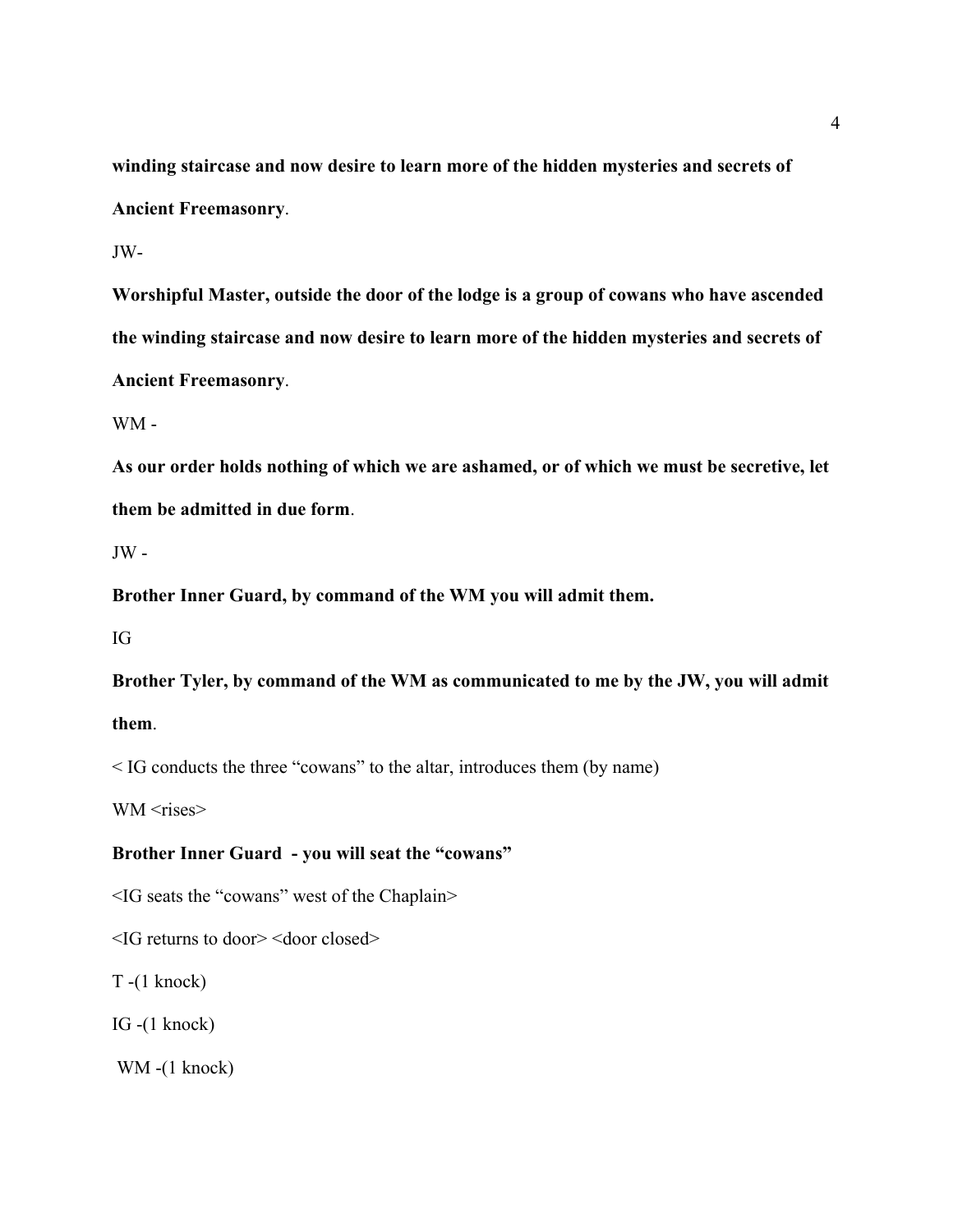**winding staircase and now desire to learn more of the hidden mysteries and secrets of Ancient Freemasonry**.

JW-

**Worshipful Master, outside the door of the lodge is a group of cowans who have ascended the winding staircase and now desire to learn more of the hidden mysteries and secrets of Ancient Freemasonry**.

WM -

**As our order holds nothing of which we are ashamed, or of which we must be secretive, let them be admitted in due form**.

JW -

**Brother Inner Guard, by command of the WM you will admit them.**

IG

**Brother Tyler, by command of the WM as communicated to me by the JW, you will admit them**.

< IG conducts the three "cowans" to the altar, introduces them (by name)

WM <rises>

**Brother Inner Guard - you will seat the "cowans"**

<IG seats the "cowans" west of the Chaplain>

<IG returns to door> <door closed>

T -(1 knock)

IG -(1 knock)

WM -(1 knock)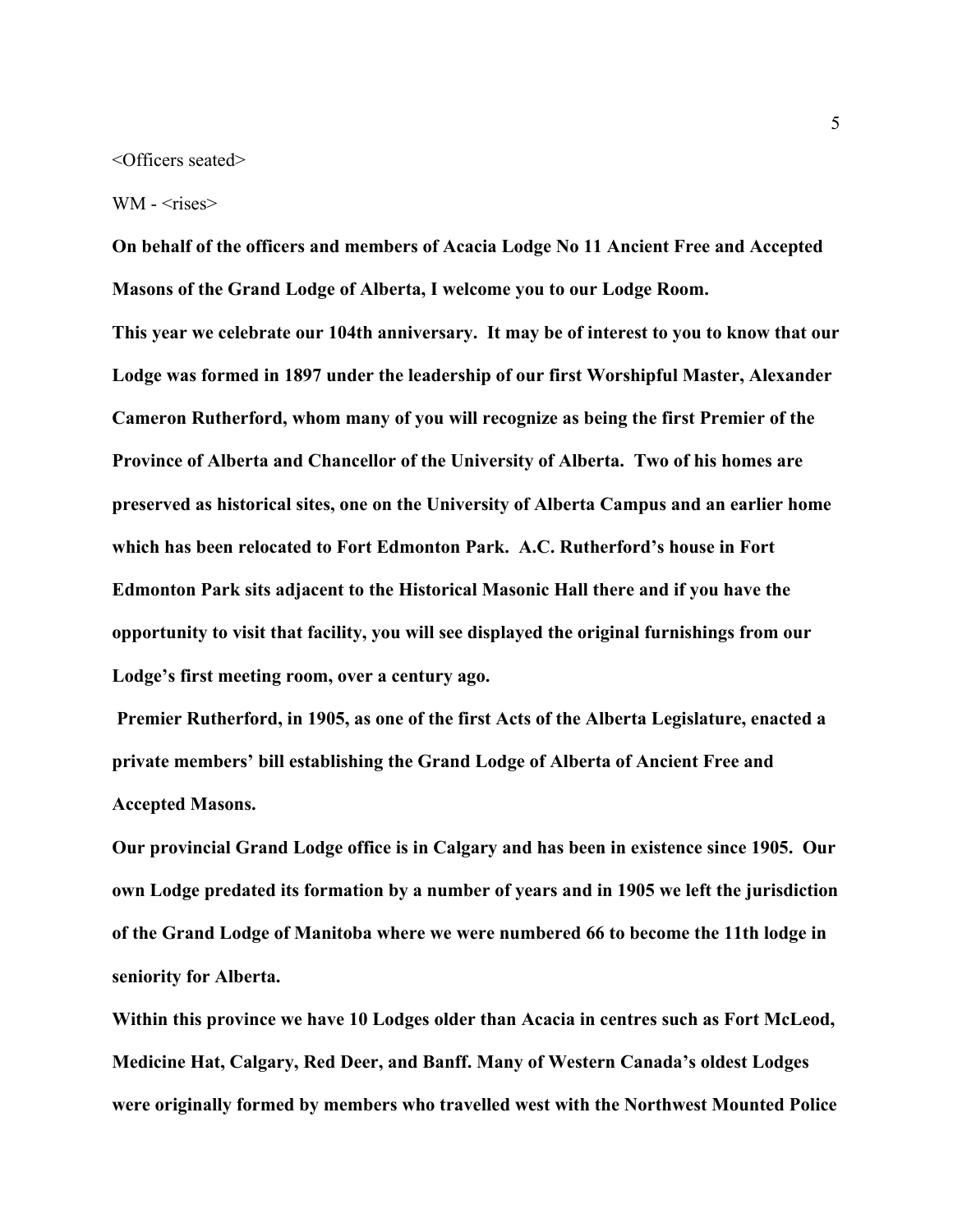<Officers seated>

WM - <rises>

**On behalf of the officers and members of Acacia Lodge No 11 Ancient Free and Accepted Masons of the Grand Lodge of Alberta, I welcome you to our Lodge Room.**

**This year we celebrate our 104th anniversary. It may be of interest to you to know that our Lodge was formed in 1897 under the leadership of our first Worshipful Master, Alexander Cameron Rutherford, whom many of you will recognize as being the first Premier of the Province of Alberta and Chancellor of the University of Alberta. Two of his homes are preserved as historical sites, one on the University of Alberta Campus and an earlier home which has been relocated to Fort Edmonton Park. A.C. Rutherford's house in Fort Edmonton Park sits adjacent to the Historical Masonic Hall there and if you have the opportunity to visit that facility, you will see displayed the original furnishings from our Lodge's first meeting room, over a century ago.**

**Premier Rutherford, in 1905, as one of the first Acts of the Alberta Legislature, enacted a private members' bill establishing the Grand Lodge of Alberta of Ancient Free and Accepted Masons.**

**Our provincial Grand Lodge office is in Calgary and has been in existence since 1905. Our own Lodge predated its formation by a number of years and in 1905 we left the jurisdiction of the Grand Lodge of Manitoba where we were numbered 66 to become the 11th lodge in seniority for Alberta.**

**Within this province we have 10 Lodges older than Acacia in centres such as Fort McLeod, Medicine Hat, Calgary, Red Deer, and Banff. Many of Western Canada's oldest Lodges were originally formed by members who travelled west with the Northwest Mounted Police**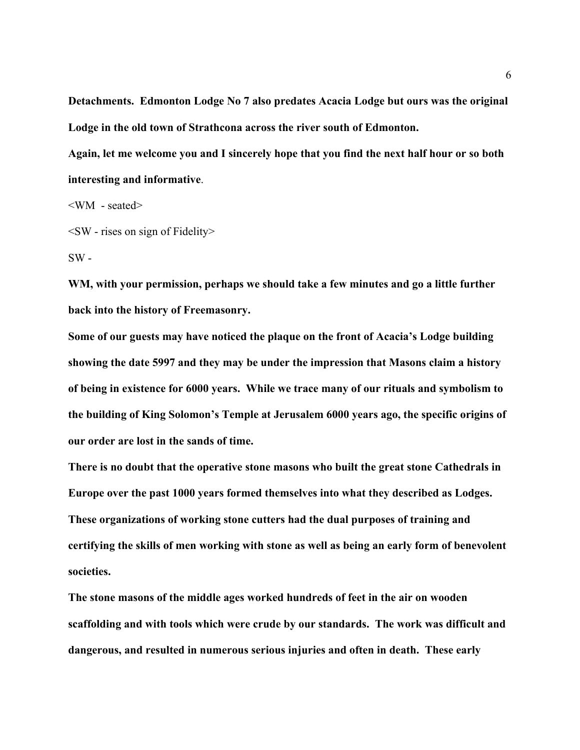**Detachments. Edmonton Lodge No 7 also predates Acacia Lodge but ours was the original Lodge in the old town of Strathcona across the river south of Edmonton.**

**Again, let me welcome you and I sincerely hope that you find the next half hour or so both interesting and informative**.

<WM - seated>

<SW - rises on sign of Fidelity>

SW -

**WM, with your permission, perhaps we should take a few minutes and go a little further back into the history of Freemasonry.**

**Some of our guests may have noticed the plaque on the front of Acacia's Lodge building showing the date 5997 and they may be under the impression that Masons claim a history of being in existence for 6000 years. While we trace many of our rituals and symbolism to the building of King Solomon's Temple at Jerusalem 6000 years ago, the specific origins of our order are lost in the sands of time.**

**There is no doubt that the operative stone masons who built the great stone Cathedrals in Europe over the past 1000 years formed themselves into what they described as Lodges. These organizations of working stone cutters had the dual purposes of training and certifying the skills of men working with stone as well as being an early form of benevolent societies.**

**The stone masons of the middle ages worked hundreds of feet in the air on wooden scaffolding and with tools which were crude by our standards. The work was difficult and dangerous, and resulted in numerous serious injuries and often in death. These early**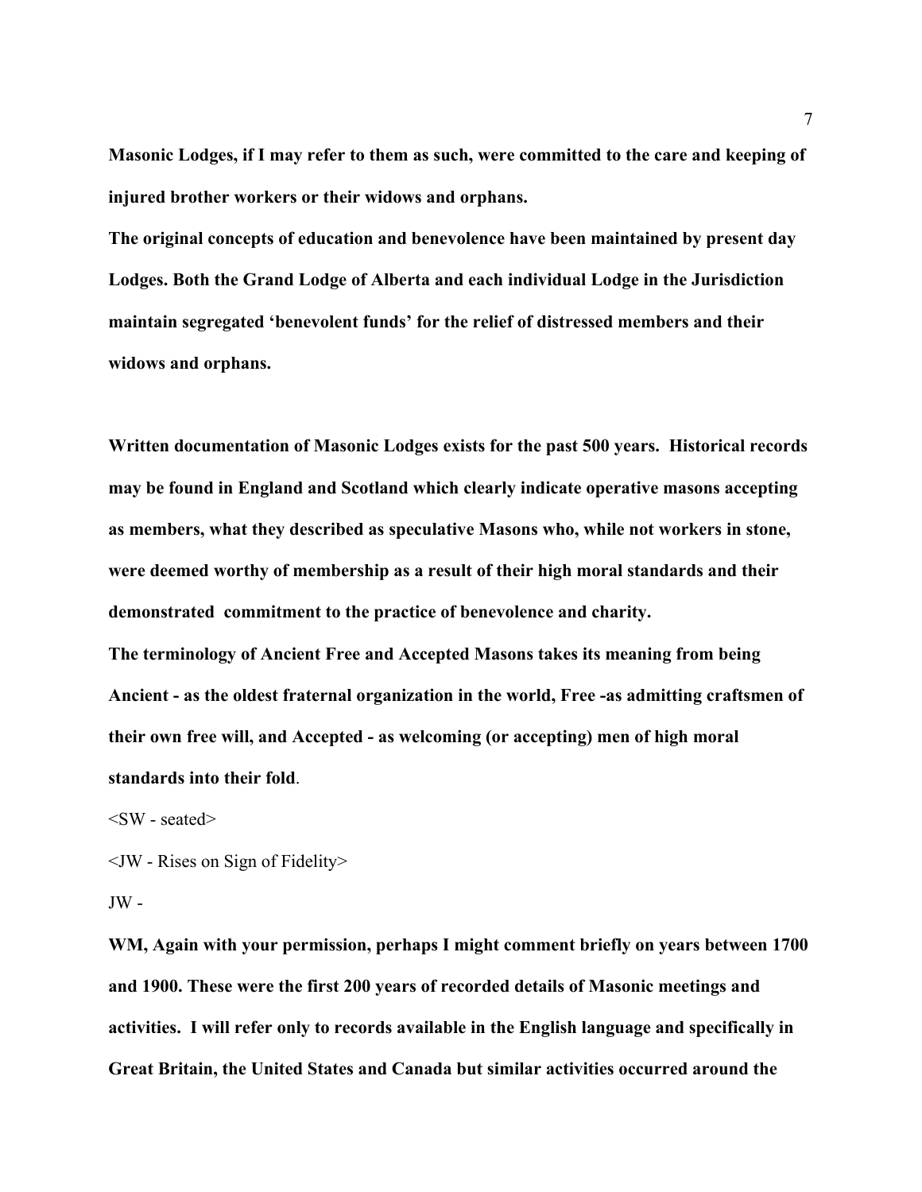**Masonic Lodges, if I may refer to them as such, were committed to the care and keeping of injured brother workers or their widows and orphans.**

**The original concepts of education and benevolence have been maintained by present day Lodges. Both the Grand Lodge of Alberta and each individual Lodge in the Jurisdiction maintain segregated 'benevolent funds' for the relief of distressed members and their widows and orphans.**

**Written documentation of Masonic Lodges exists for the past 500 years. Historical records may be found in England and Scotland which clearly indicate operative masons accepting as members, what they described as speculative Masons who, while not workers in stone, were deemed worthy of membership as a result of their high moral standards and their demonstrated commitment to the practice of benevolence and charity.**

**The terminology of Ancient Free and Accepted Masons takes its meaning from being Ancient - as the oldest fraternal organization in the world, Free -as admitting craftsmen of their own free will, and Accepted - as welcoming (or accepting) men of high moral standards into their fold**.

<SW - seated>

<JW - Rises on Sign of Fidelity>

JW -

**WM, Again with your permission, perhaps I might comment briefly on years between 1700 and 1900. These were the first 200 years of recorded details of Masonic meetings and activities. I will refer only to records available in the English language and specifically in Great Britain, the United States and Canada but similar activities occurred around the**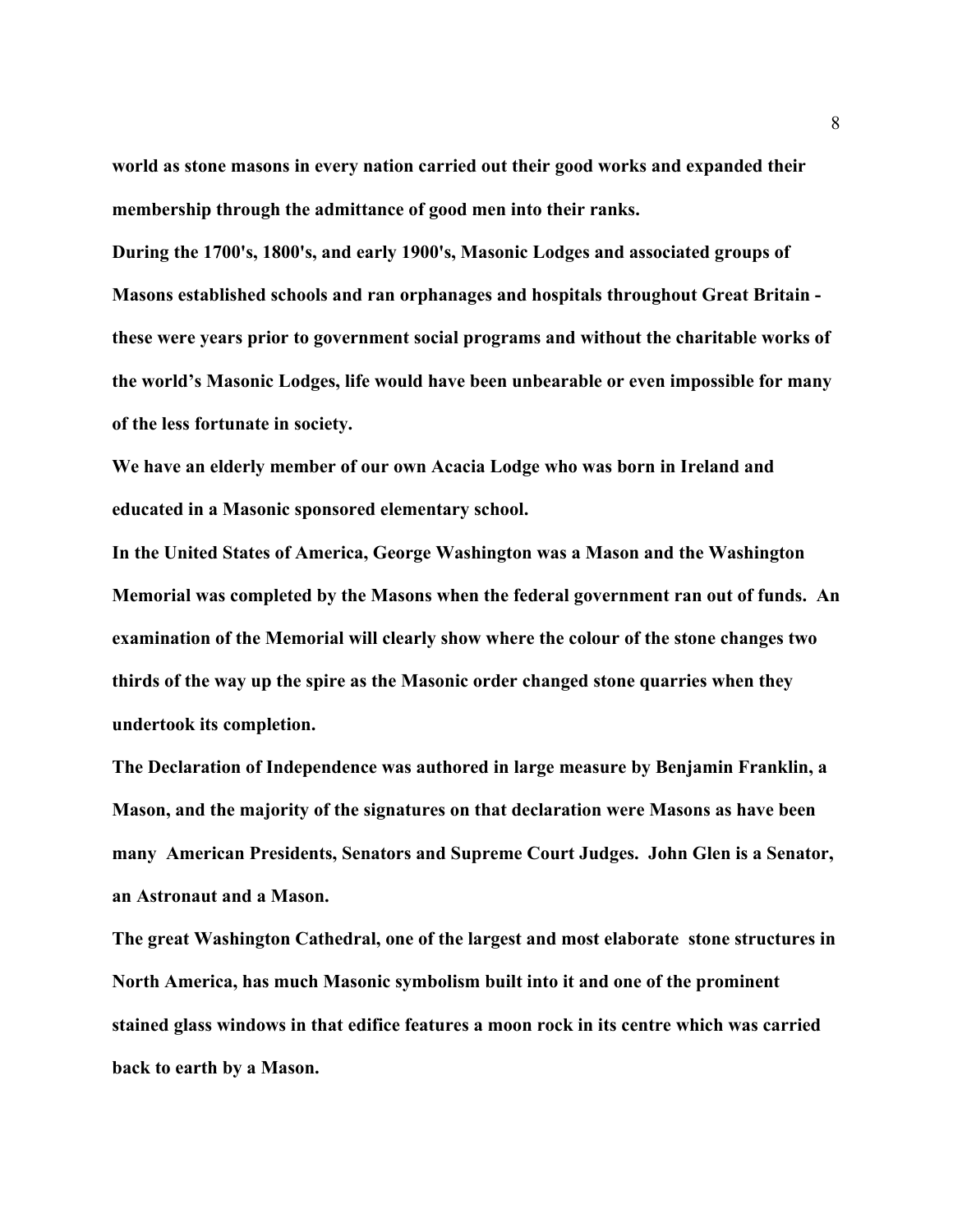**world as stone masons in every nation carried out their good works and expanded their membership through the admittance of good men into their ranks.**

**During the 1700's, 1800's, and early 1900's, Masonic Lodges and associated groups of Masons established schools and ran orphanages and hospitals throughout Great Britain - these were years prior to government social programs and without the charitable works of the world's Masonic Lodges, life would have been unbearable or even impossible for many of the less fortunate in society.**

**We have an elderly member of our own Acacia Lodge who was born in Ireland and educated in a Masonic sponsored elementary school.**

**In the United States of America, George Washington was a Mason and the Washington Memorial was completed by the Masons when the federal government ran out of funds. An examination of the Memorial will clearly show where the colour of the stone changes two thirds of the way up the spire as the Masonic order changed stone quarries when they undertook its completion.**

**The Declaration of Independence was authored in large measure by Benjamin Franklin, a Mason, and the majority of the signatures on that declaration were Masons as have been many American Presidents, Senators and Supreme Court Judges. John Glen is a Senator, an Astronaut and a Mason.**

**The great Washington Cathedral, one of the largest and most elaborate stone structures in North America, has much Masonic symbolism built into it and one of the prominent stained glass windows in that edifice features a moon rock in its centre which was carried back to earth by a Mason.**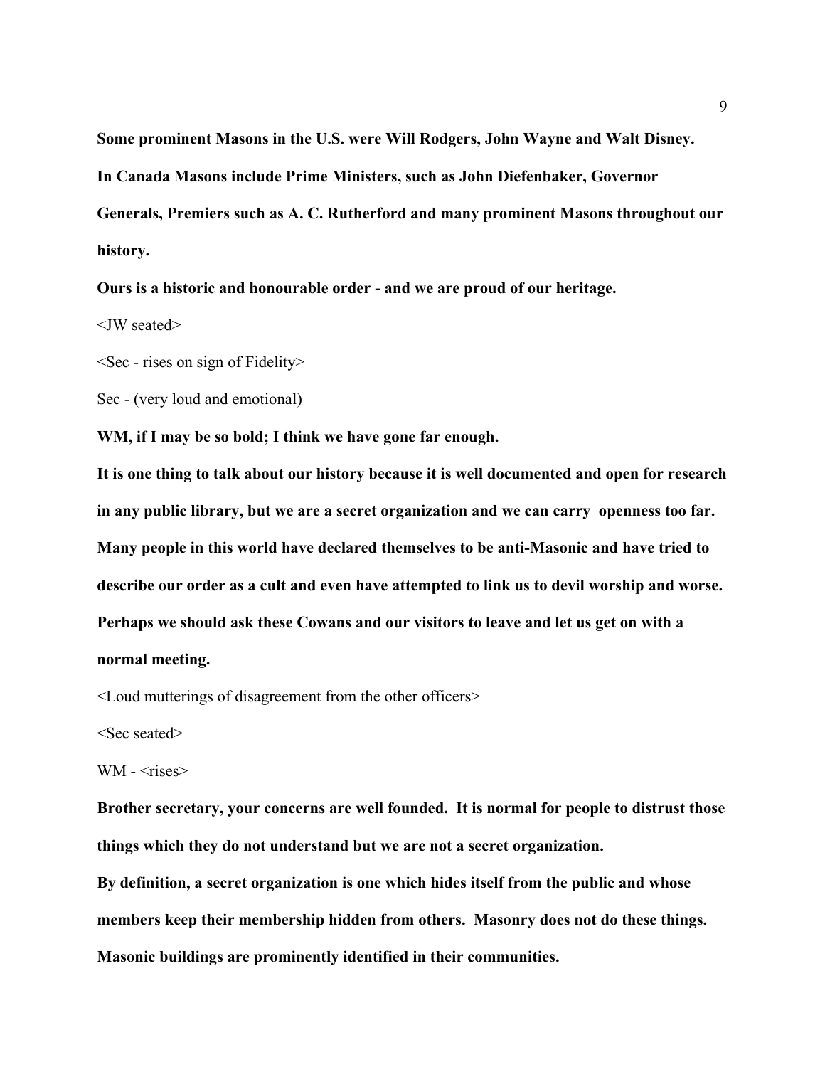**Some prominent Masons in the U.S. were Will Rodgers, John Wayne and Walt Disney.**

**In Canada Masons include Prime Ministers, such as John Diefenbaker, Governor Generals, Premiers such as A. C. Rutherford and many prominent Masons throughout our history.**

**Ours is a historic and honourable order - and we are proud of our heritage.**

<JW seated>

<Sec - rises on sign of Fidelity>

Sec - (very loud and emotional)

**WM, if I may be so bold; I think we have gone far enough.**

**It is one thing to talk about our history because it is well documented and open for research in any public library, but we are a secret organization and we can carry openness too far.**

**Many people in this world have declared themselves to be anti-Masonic and have tried to describe our order as a cult and even have attempted to link us to devil worship and worse.**

**Perhaps we should ask these Cowans and our visitors to leave and let us get on with a normal meeting.**

<Loud mutterings of disagreement from the other officers>

<Sec seated>

WM - <rises>

**Brother secretary, your concerns are well founded. It is normal for people to distrust those things which they do not understand but we are not a secret organization.**

**By definition, a secret organization is one which hides itself from the public and whose members keep their membership hidden from others. Masonry does not do these things.**

**Masonic buildings are prominently identified in their communities.**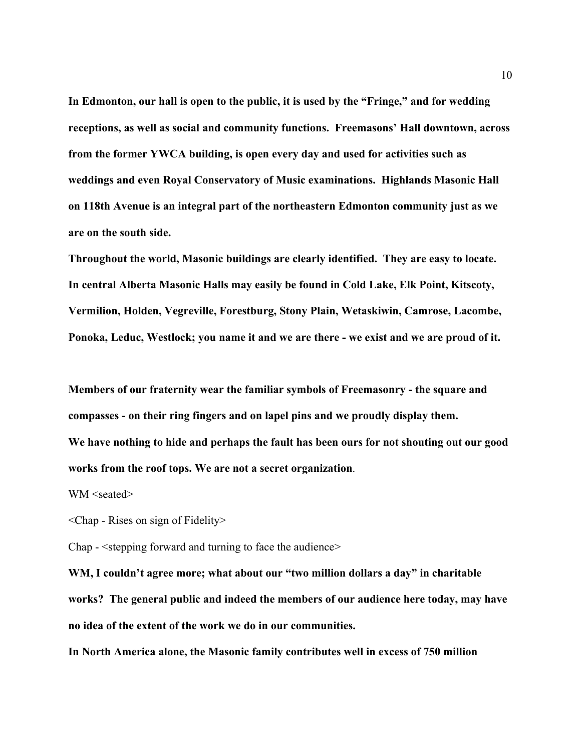**In Edmonton, our hall is open to the public, it is used by the "Fringe," and for wedding receptions, as well as social and community functions. Freemasons' Hall downtown, across from the former YWCA building, is open every day and used for activities such as weddings and even Royal Conservatory of Music examinations. Highlands Masonic Hall on 118th Avenue is an integral part of the northeastern Edmonton community just as we are on the south side.**

**Throughout the world, Masonic buildings are clearly identified. They are easy to locate. In central Alberta Masonic Halls may easily be found in Cold Lake, Elk Point, Kitscoty, Vermilion, Holden, Vegreville, Forestburg, Stony Plain, Wetaskiwin, Camrose, Lacombe, Ponoka, Leduc, Westlock; you name it and we are there - we exist and we are proud of it.**

**Members of our fraternity wear the familiar symbols of Freemasonry - the square and compasses - on their ring fingers and on lapel pins and we proudly display them.**

**We have nothing to hide and perhaps the fault has been ours for not shouting out our good works from the roof tops. We are not a secret organization**.

WM <seated>

<Chap - Rises on sign of Fidelity>

Chap - <stepping forward and turning to face the audience>

**WM, I couldn't agree more; what about our "two million dollars a day" in charitable works? The general public and indeed the members of our audience here today, may have no idea of the extent of the work we do in our communities.**

**In North America alone, the Masonic family contributes well in excess of 750 million**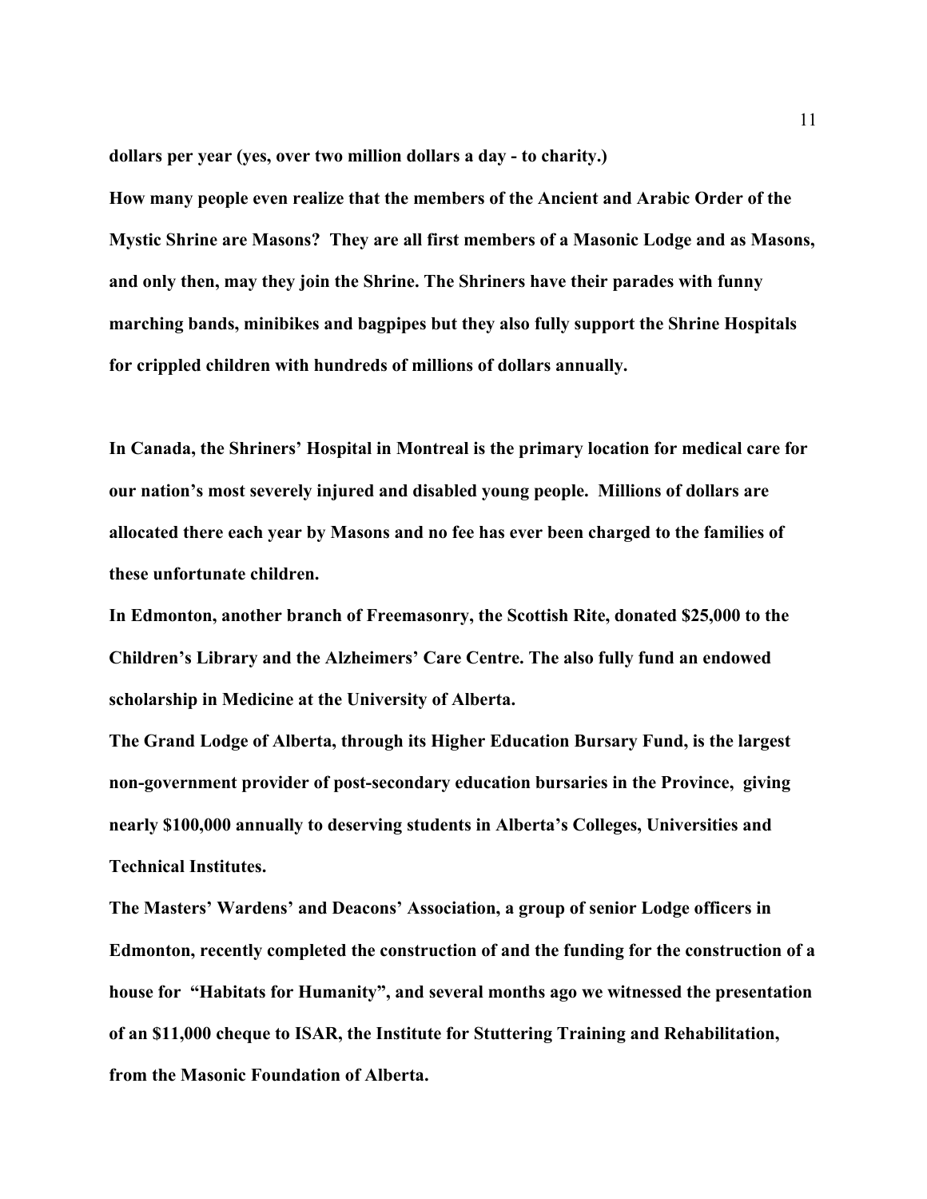**dollars per year (yes, over two million dollars a day - to charity.)**

**How many people even realize that the members of the Ancient and Arabic Order of the Mystic Shrine are Masons? They are all first members of a Masonic Lodge and as Masons, and only then, may they join the Shrine. The Shriners have their parades with funny marching bands, minibikes and bagpipes but they also fully support the Shrine Hospitals for crippled children with hundreds of millions of dollars annually.**

**In Canada, the Shriners' Hospital in Montreal is the primary location for medical care for our nation's most severely injured and disabled young people. Millions of dollars are allocated there each year by Masons and no fee has ever been charged to the families of these unfortunate children.**

**In Edmonton, another branch of Freemasonry, the Scottish Rite, donated $25,000 to the Children's Library and the Alzheimers' Care Centre. The also fully fund an endowed scholarship in Medicine at the University of Alberta.**

**The Grand Lodge of Alberta, through its Higher Education Bursary Fund, is the largest non-government provider of post-secondary education bursaries in the Province, giving nearly $100,000 annually to deserving students in Alberta's Colleges, Universities and Technical Institutes.**

**The Masters' Wardens' and Deacons' Association, a group of senior Lodge officers in Edmonton, recently completed the construction of and the funding for the construction of a house for "Habitats for Humanity", and several months ago we witnessed the presentation of an $11,000 cheque to ISAR, the Institute for Stuttering Training and Rehabilitation, from the Masonic Foundation of Alberta.**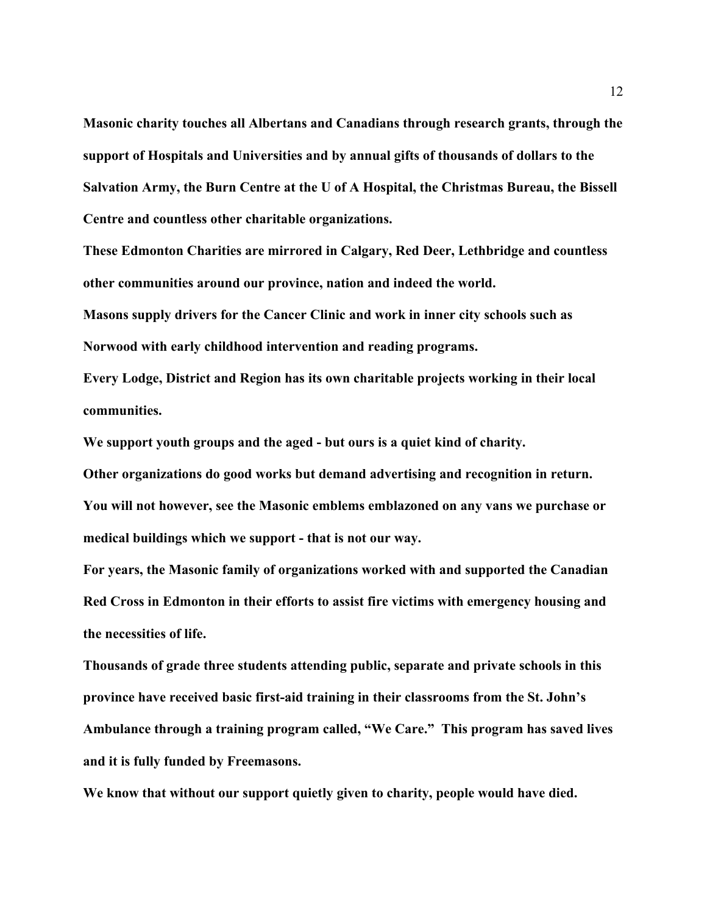**Masonic charity touches all Albertans and Canadians through research grants, through the support of Hospitals and Universities and by annual gifts of thousands of dollars to the Salvation Army, the Burn Centre at the U of A Hospital, the Christmas Bureau, the Bissell Centre and countless other charitable organizations.**

**These Edmonton Charities are mirrored in Calgary, Red Deer, Lethbridge and countless other communities around our province, nation and indeed the world.**

**Masons supply drivers for the Cancer Clinic and work in inner city schools such as Norwood with early childhood intervention and reading programs.**

**Every Lodge, District and Region has its own charitable projects working in their local communities.**

**We support youth groups and the aged - but ours is a quiet kind of charity.**

**Other organizations do good works but demand advertising and recognition in return.**

**You will not however, see the Masonic emblems emblazoned on any vans we purchase or medical buildings which we support - that is not our way.**

**For years, the Masonic family of organizations worked with and supported the Canadian Red Cross in Edmonton in their efforts to assist fire victims with emergency housing and the necessities of life.**

**Thousands of grade three students attending public, separate and private schools in this province have received basic first-aid training in their classrooms from the St. John's Ambulance through a training program called, "We Care." This program has saved lives and it is fully funded by Freemasons.**

**We know that without our support quietly given to charity, people would have died.**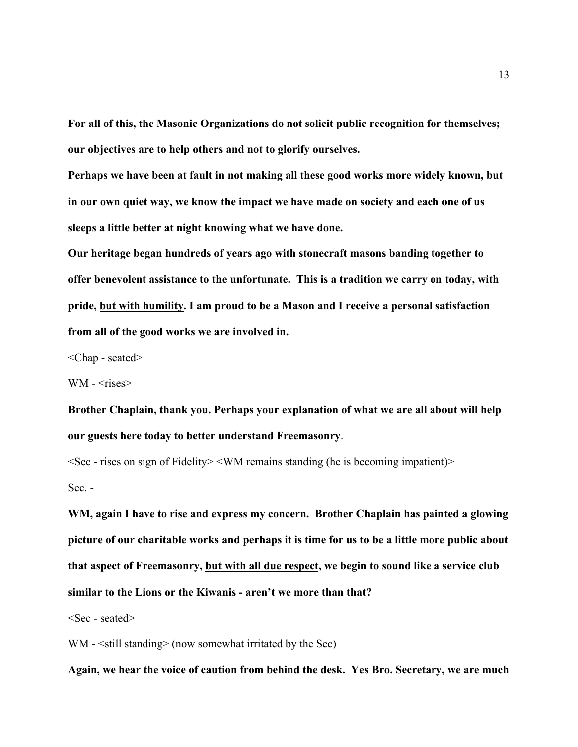**For all of this, the Masonic Organizations do not solicit public recognition for themselves; our objectives are to help others and not to glorify ourselves.**

**Perhaps we have been at fault in not making all these good works more widely known, but in our own quiet way, we know the impact we have made on society and each one of us sleeps a little better at night knowing what we have done.**

**Our heritage began hundreds of years ago with stonecraft masons banding together to offer benevolent assistance to the unfortunate. This is a tradition we carry on today, with pride, <u>but with humility</u>. I am proud to be a Mason and I receive a personal satisfaction from all of the good works we are involved in.**

<Chap - seated>

WM - <rises>

**Brother Chaplain, thank you. Perhaps your explanation of what we are all about will help our guests here today to better understand Freemasonry**.

<Sec - rises on sign of Fidelity> <WM remains standing (he is becoming impatient)>

Sec. -

**WM, again I have to rise and express my concern. Brother Chaplain has painted a glowing picture of our charitable works and perhaps it is time for us to be a little more public about that aspect of Freemasonry, <u>but with all due respect</u>, we begin to sound like a service club similar to the Lions or the Kiwanis - aren't we more than that?**

<Sec - seated>

WM - <still standing> (now somewhat irritated by the Sec)

**Again, we hear the voice of caution from behind the desk. Yes Bro. Secretary, we are much**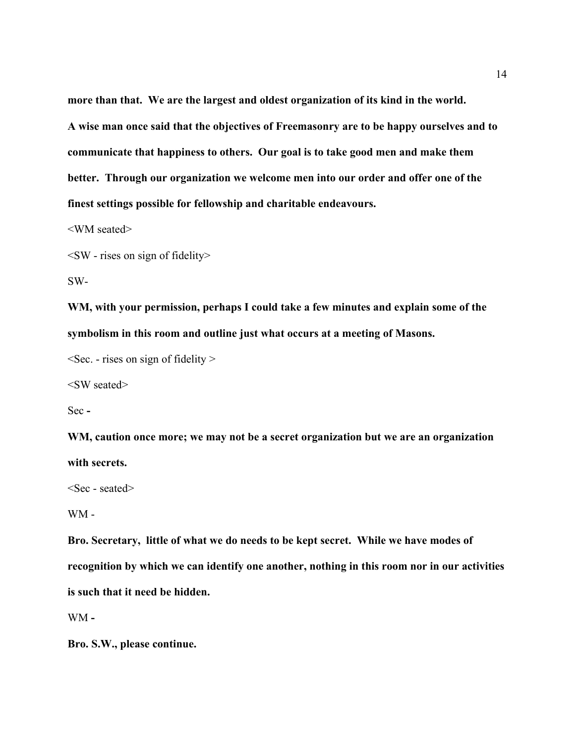**more than that. We are the largest and oldest organization of its kind in the world.**

**A wise man once said that the objectives of Freemasonry are to be happy ourselves and to communicate that happiness to others. Our goal is to take good men and make them better. Through our organization we welcome men into our order and offer one of the finest settings possible for fellowship and charitable endeavours.**

<WM seated>

<SW - rises on sign of fidelity>

SW-

**WM, with your permission, perhaps I could take a few minutes and explain some of the symbolism in this room and outline just what occurs at a meeting of Masons.**

<Sec. - rises on sign of fidelity >

<SW seated>

Sec **-**

**WM, caution once more; we may not be a secret organization but we are an organization with secrets.**

<Sec - seated>

WM -

**Bro. Secretary, little of what we do needs to be kept secret. While we have modes of recognition by which we can identify one another, nothing in this room nor in our activities is such that it need be hidden.**

WM **-**

**Bro. S.W., please continue.**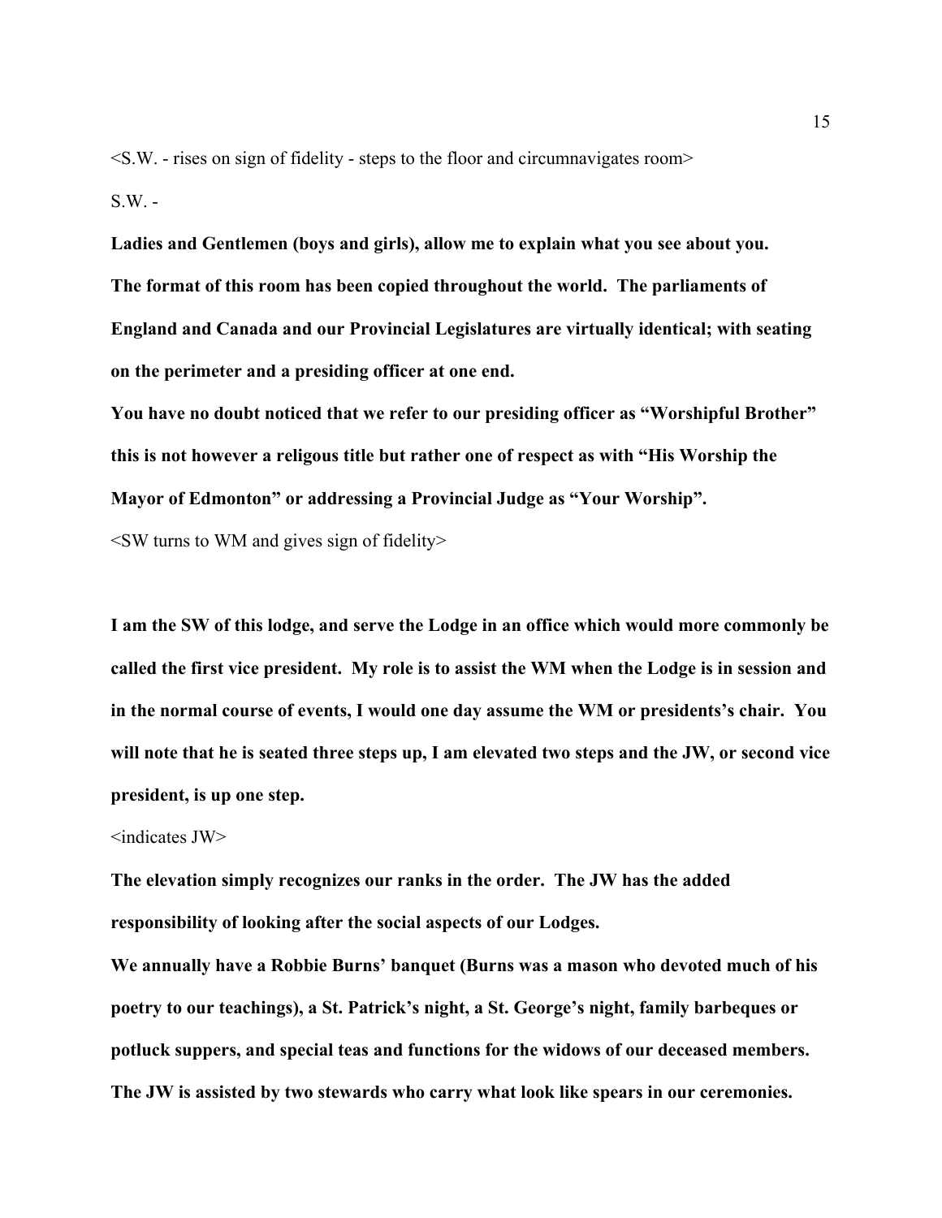<S.W. - rises on sign of fidelity - steps to the floor and circumnavigates room>

S.W. -

**Ladies and Gentlemen (boys and girls), allow me to explain what you see about you. The format of this room has been copied throughout the world. The parliaments of England and Canada and our Provincial Legislatures are virtually identical; with seating on the perimeter and a presiding officer at one end.**

**You have no doubt noticed that we refer to our presiding officer as "Worshipful Brother" this is not however a religous title but rather one of respect as with "His Worship the Mayor of Edmonton" or addressing a Provincial Judge as "Your Worship".**

<SW turns to WM and gives sign of fidelity>

**I am the SW of this lodge, and serve the Lodge in an office which would more commonly be called the first vice president. My role is to assist the WM when the Lodge is in session and in the normal course of events, I would one day assume the WM or presidents's chair. You will note that he is seated three steps up, I am elevated two steps and the JW, or second vice president, is up one step.**

<indicates JW>

**The elevation simply recognizes our ranks in the order. The JW has the added responsibility of looking after the social aspects of our Lodges.**

**We annually have a Robbie Burns' banquet (Burns was a mason who devoted much of his poetry to our teachings), a St. Patrick's night, a St. George's night, family barbeques or potluck suppers, and special teas and functions for the widows of our deceased members. The JW is assisted by two stewards who carry what look like spears in our ceremonies.**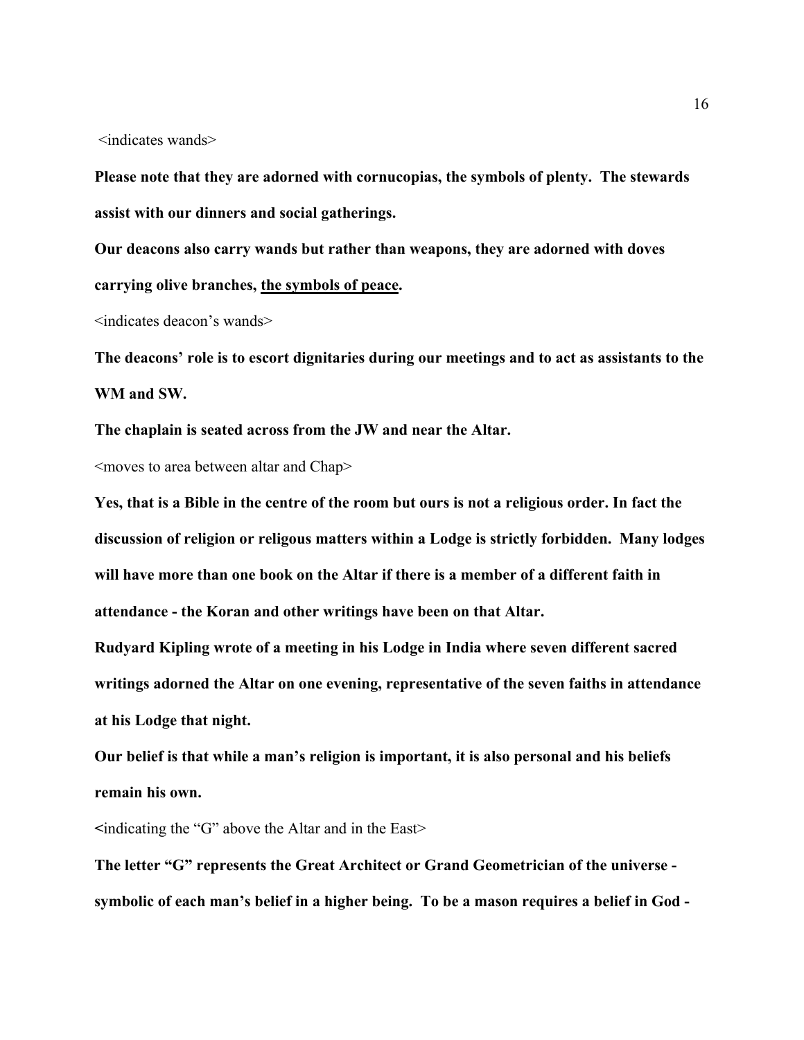<indicates wands>

**Please note that they are adorned with cornucopias, the symbols of plenty. The stewards assist with our dinners and social gatherings.**

**Our deacons also carry wands but rather than weapons, they are adorned with doves carrying olive branches, <u>the symbols of peace</u>.**

<indicates deacon's wands>

**The deacons' role is to escort dignitaries during our meetings and to act as assistants to the WM and SW.**

**The chaplain is seated across from the JW and near the Altar.**

<moves to area between altar and Chap>

**Yes, that is a Bible in the centre of the room but ours is not a religious order. In fact the discussion of religion or religous matters within a Lodge is strictly forbidden. Many lodges will have more than one book on the Altar if there is a member of a different faith in attendance - the Koran and other writings have been on that Altar.**

**Rudyard Kipling wrote of a meeting in his Lodge in India where seven different sacred writings adorned the Altar on one evening, representative of the seven faiths in attendance at his Lodge that night.**

**Our belief is that while a man's religion is important, it is also personal and his beliefs remain his own.**

**<**indicating the "G" above the Altar and in the East>

**The letter "G" represents the Great Architect or Grand Geometrician of the universe - symbolic of each man's belief in a higher being. To be a mason requires a belief in God -**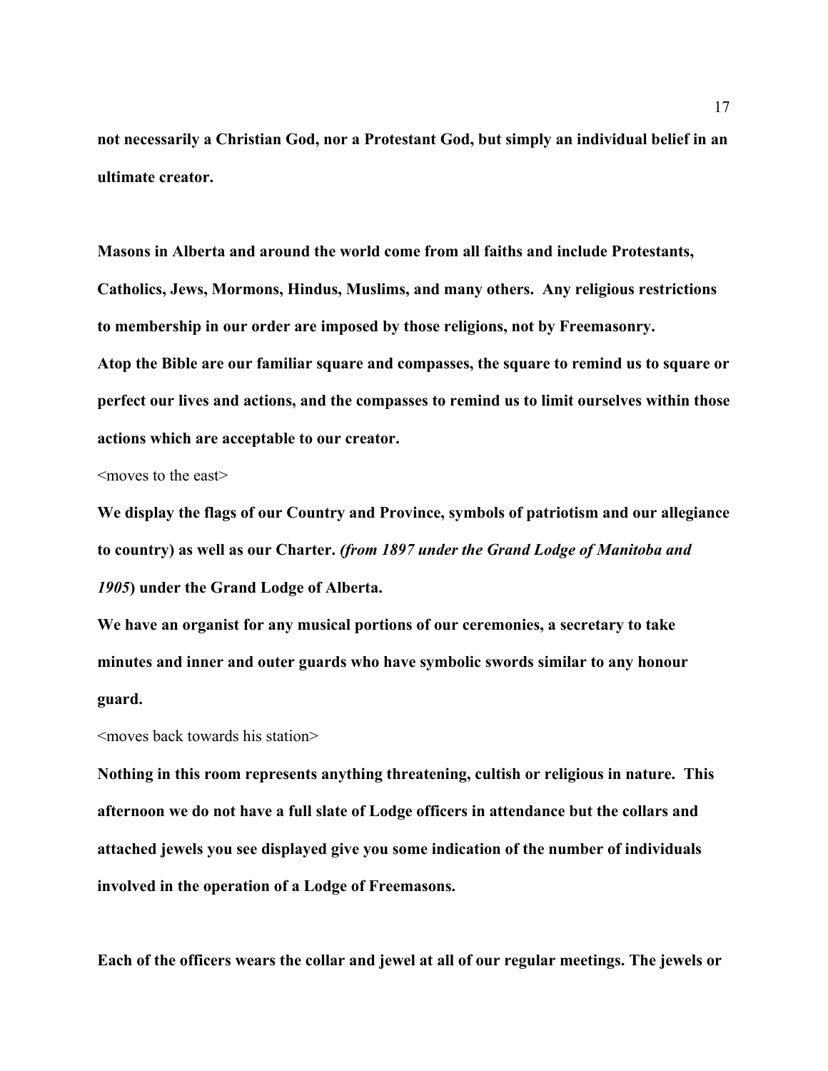**not necessarily a Christian God, nor a Protestant God, but simply an individual belief in an ultimate creator.**

**Masons in Alberta and around the world come from all faiths and include Protestants, Catholics, Jews, Mormons, Hindus, Muslims, and many others. Any religious restrictions to membership in our order are imposed by those religions, not by Freemasonry.**
**Atop the Bible are our familiar square and compasses, the square to remind us to square or perfect our lives and actions, and the compasses to remind us to limit ourselves within those actions which are acceptable to our creator.**

<moves to the east>

**We display the flags of our Country and Province, symbols of patriotism and our allegiance to country) as well as our Charter.** ***(from 1897 under the Grand Lodge of Manitoba and 1905*****) under the Grand Lodge of Alberta.**
**We have an organist for any musical portions of our ceremonies, a secretary to take minutes and inner and outer guards who have symbolic swords similar to any honour guard.**

<moves back towards his station>

**Nothing in this room represents anything threatening, cultish or religious in nature. This afternoon we do not have a full slate of Lodge officers in attendance but the collars and attached jewels you see displayed give you some indication of the number of individuals involved in the operation of a Lodge of Freemasons.**

**Each of the officers wears the collar and jewel at all of our regular meetings. The jewels or**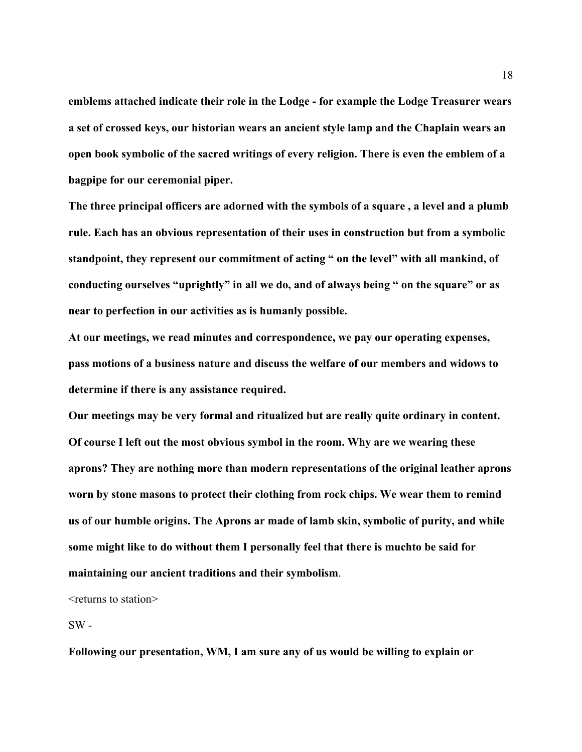**emblems attached indicate their role in the Lodge - for example the Lodge Treasurer wears a set of crossed keys, our historian wears an ancient style lamp and the Chaplain wears an open book symbolic of the sacred writings of every religion. There is even the emblem of a bagpipe for our ceremonial piper.**

**The three principal officers are adorned with the symbols of a square , a level and a plumb rule. Each has an obvious representation of their uses in construction but from a symbolic standpoint, they represent our commitment of acting " on the level" with all mankind, of conducting ourselves "uprightly" in all we do, and of always being " on the square" or as near to perfection in our activities as is humanly possible.**

**At our meetings, we read minutes and correspondence, we pay our operating expenses, pass motions of a business nature and discuss the welfare of our members and widows to determine if there is any assistance required.**

**Our meetings may be very formal and ritualized but are really quite ordinary in content. Of course I left out the most obvious symbol in the room. Why are we wearing these aprons? They are nothing more than modern representations of the original leather aprons worn by stone masons to protect their clothing from rock chips. We wear them to remind us of our humble origins. The Aprons ar made of lamb skin, symbolic of purity, and while some might like to do without them I personally feel that there is muchto be said for maintaining our ancient traditions and their symbolism**.

<returns to station>

SW -

**Following our presentation, WM, I am sure any of us would be willing to explain or**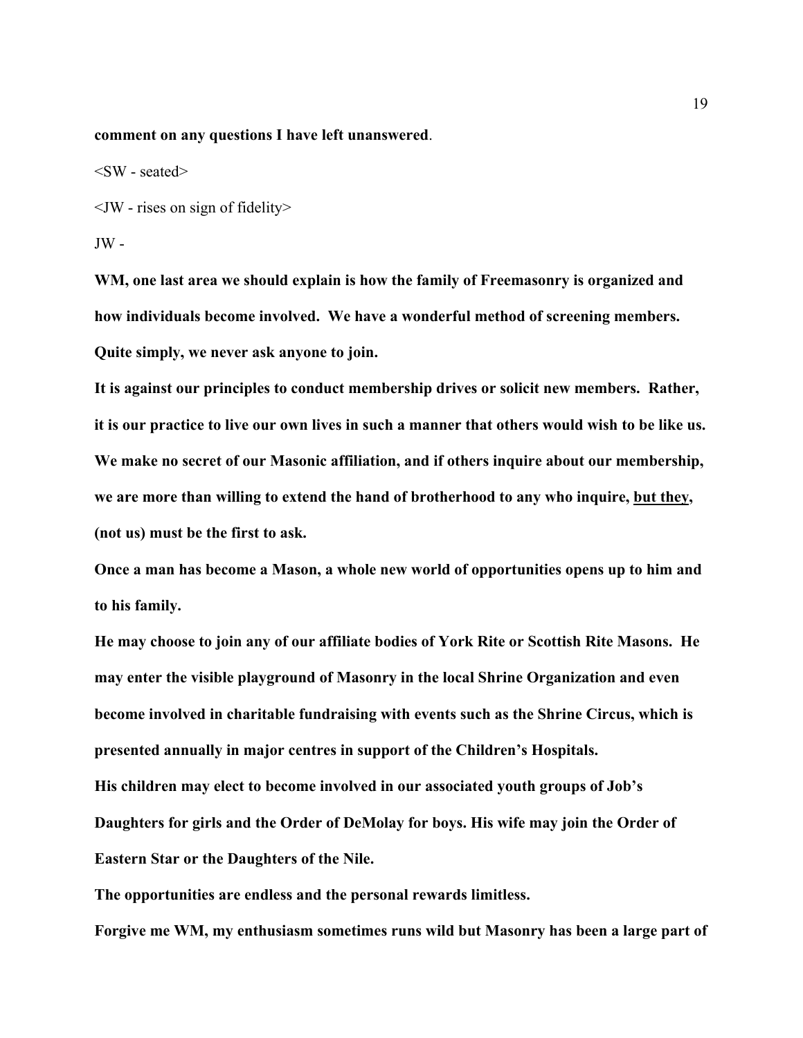**comment on any questions I have left unanswered**.

<SW - seated>

<JW - rises on sign of fidelity>

JW -

**WM, one last area we should explain is how the family of Freemasonry is organized and how individuals become involved. We have a wonderful method of screening members. Quite simply, we never ask anyone to join.**

**It is against our principles to conduct membership drives or solicit new members. Rather, it is our practice to live our own lives in such a manner that others would wish to be like us. We make no secret of our Masonic affiliation, and if others inquire about our membership, we are more than willing to extend the hand of brotherhood to any who inquire, <u>but they</u>, (not us) must be the first to ask.**

**Once a man has become a Mason, a whole new world of opportunities opens up to him and to his family.**

**He may choose to join any of our affiliate bodies of York Rite or Scottish Rite Masons. He may enter the visible playground of Masonry in the local Shrine Organization and even become involved in charitable fundraising with events such as the Shrine Circus, which is presented annually in major centres in support of the Children's Hospitals.**

**His children may elect to become involved in our associated youth groups of Job's Daughters for girls and the Order of DeMolay for boys. His wife may join the Order of Eastern Star or the Daughters of the Nile.**

**The opportunities are endless and the personal rewards limitless.**

**Forgive me WM, my enthusiasm sometimes runs wild but Masonry has been a large part of**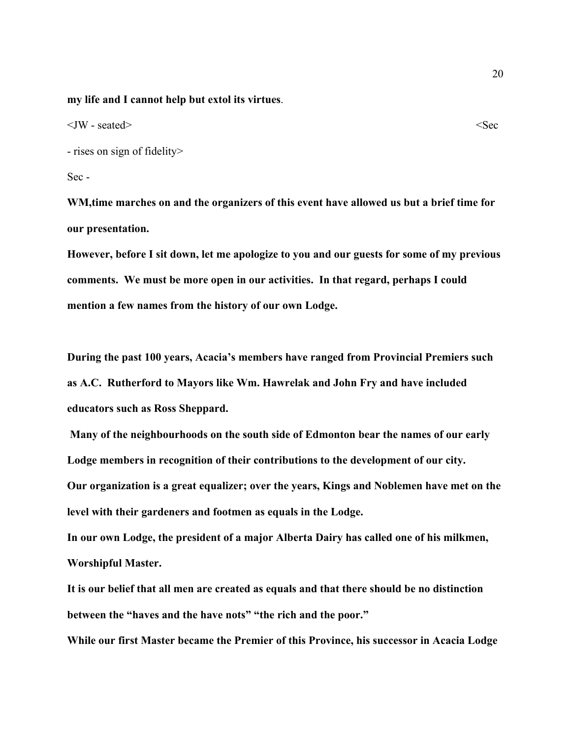**my life and I cannot help but extol its virtues**.

<JW - seated> <Sec

- rises on sign of fidelity>

Sec -

**WM,time marches on and the organizers of this event have allowed us but a brief time for our presentation.**

**However, before I sit down, let me apologize to you and our guests for some of my previous comments. We must be more open in our activities. In that regard, perhaps I could mention a few names from the history of our own Lodge.**

**During the past 100 years, Acacia's members have ranged from Provincial Premiers such as A.C. Rutherford to Mayors like Wm. Hawrelak and John Fry and have included educators such as Ross Sheppard.**

**Many of the neighbourhoods on the south side of Edmonton bear the names of our early Lodge members in recognition of their contributions to the development of our city.**

**Our organization is a great equalizer; over the years, Kings and Noblemen have met on the level with their gardeners and footmen as equals in the Lodge.**

**In our own Lodge, the president of a major Alberta Dairy has called one of his milkmen, Worshipful Master.**

**It is our belief that all men are created as equals and that there should be no distinction between the "haves and the have nots" "the rich and the poor."**

**While our first Master became the Premier of this Province, his successor in Acacia Lodge**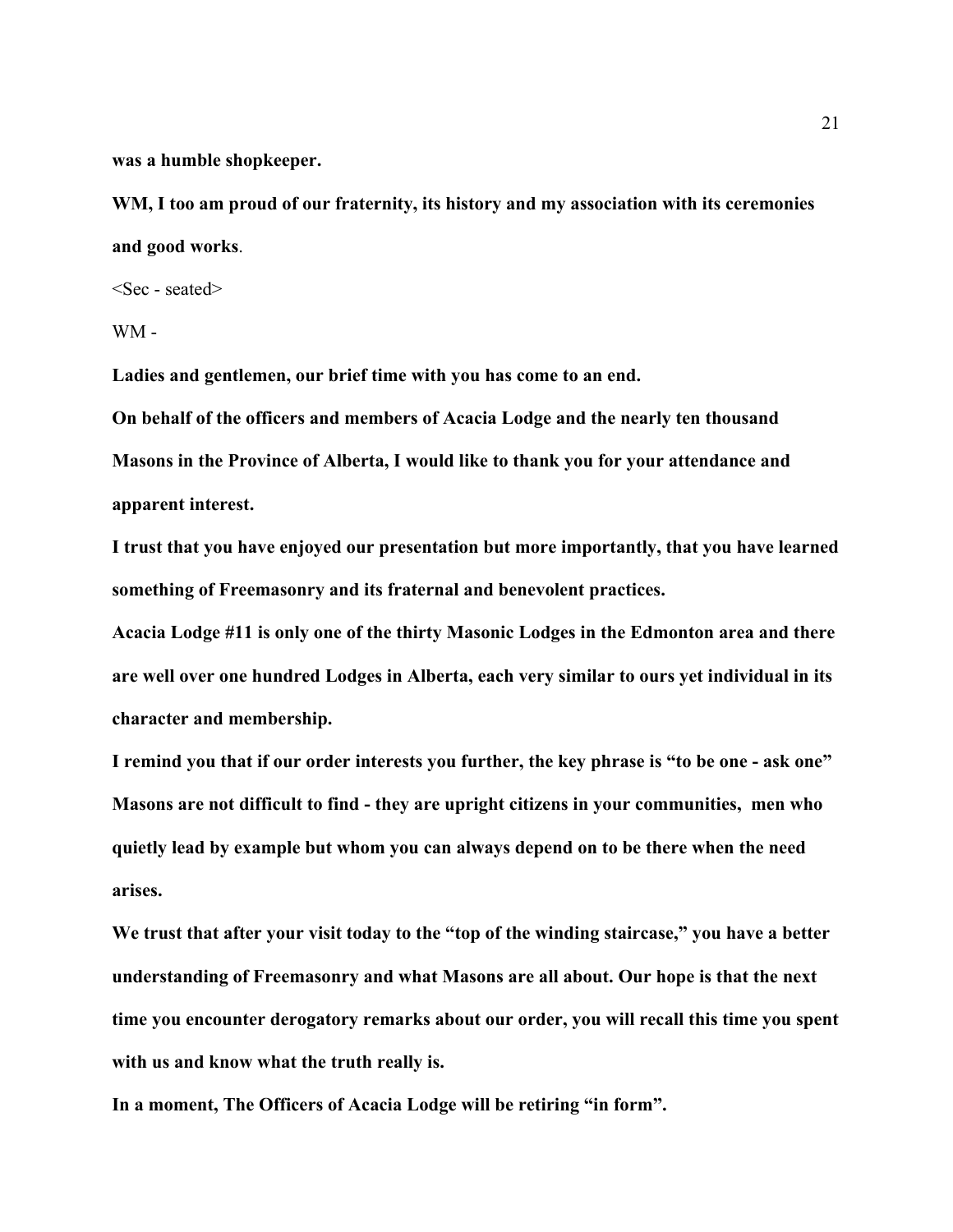**was a humble shopkeeper.**

**WM, I too am proud of our fraternity, its history and my association with its ceremonies and good works**.

<Sec - seated>

WM -

**Ladies and gentlemen, our brief time with you has come to an end.**

**On behalf of the officers and members of Acacia Lodge and the nearly ten thousand Masons in the Province of Alberta, I would like to thank you for your attendance and apparent interest.**

**I trust that you have enjoyed our presentation but more importantly, that you have learned something of Freemasonry and its fraternal and benevolent practices.**

**Acacia Lodge #11 is only one of the thirty Masonic Lodges in the Edmonton area and there are well over one hundred Lodges in Alberta, each very similar to ours yet individual in its character and membership.**

**I remind you that if our order interests you further, the key phrase is "to be one - ask one" Masons are not difficult to find - they are upright citizens in your communities, men who quietly lead by example but whom you can always depend on to be there when the need arises.**

**We trust that after your visit today to the "top of the winding staircase," you have a better understanding of Freemasonry and what Masons are all about. Our hope is that the next time you encounter derogatory remarks about our order, you will recall this time you spent with us and know what the truth really is.**

**In a moment, The Officers of Acacia Lodge will be retiring "in form".**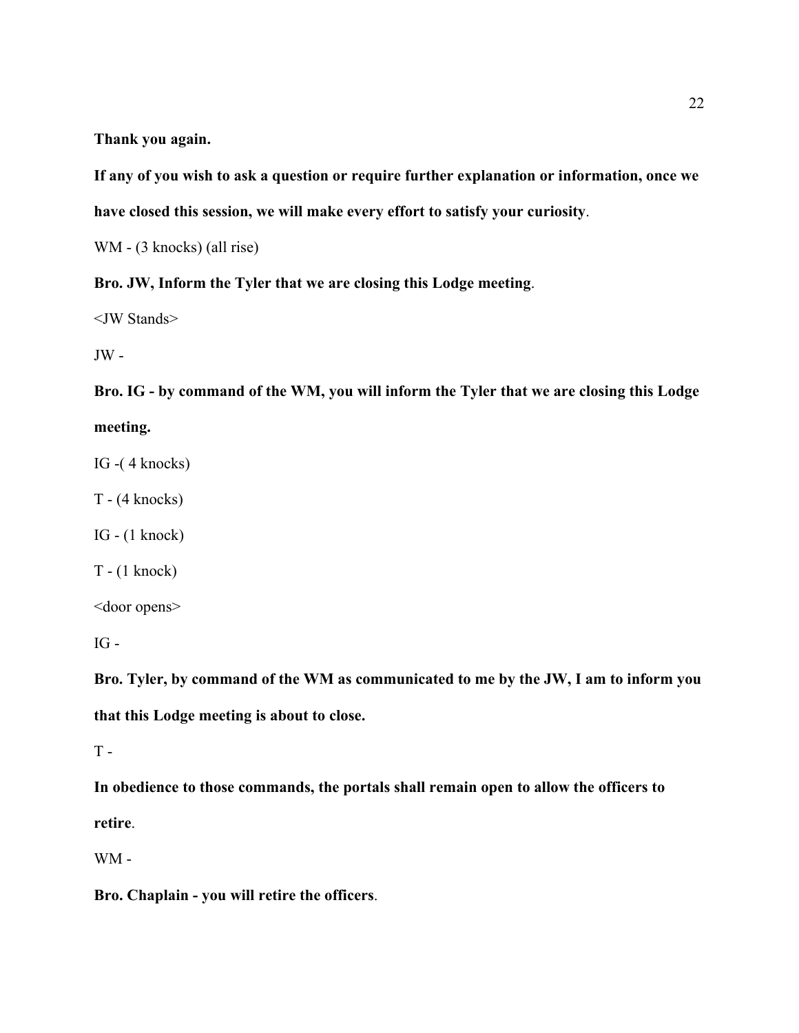**Thank you again.**

**If any of you wish to ask a question or require further explanation or information, once we have closed this session, we will make every effort to satisfy your curiosity**.

WM - (3 knocks) (all rise)

**Bro. JW, Inform the Tyler that we are closing this Lodge meeting**.

<JW Stands>

JW -

**Bro. IG - by command of the WM, you will inform the Tyler that we are closing this Lodge meeting.**

IG -( 4 knocks)

T - (4 knocks)

IG - (1 knock)

T - (1 knock)

<door opens>

IG -

**Bro. Tyler, by command of the WM as communicated to me by the JW, I am to inform you that this Lodge meeting is about to close.**

T -

**In obedience to those commands, the portals shall remain open to allow the officers to retire**.

WM -

**Bro. Chaplain - you will retire the officers**.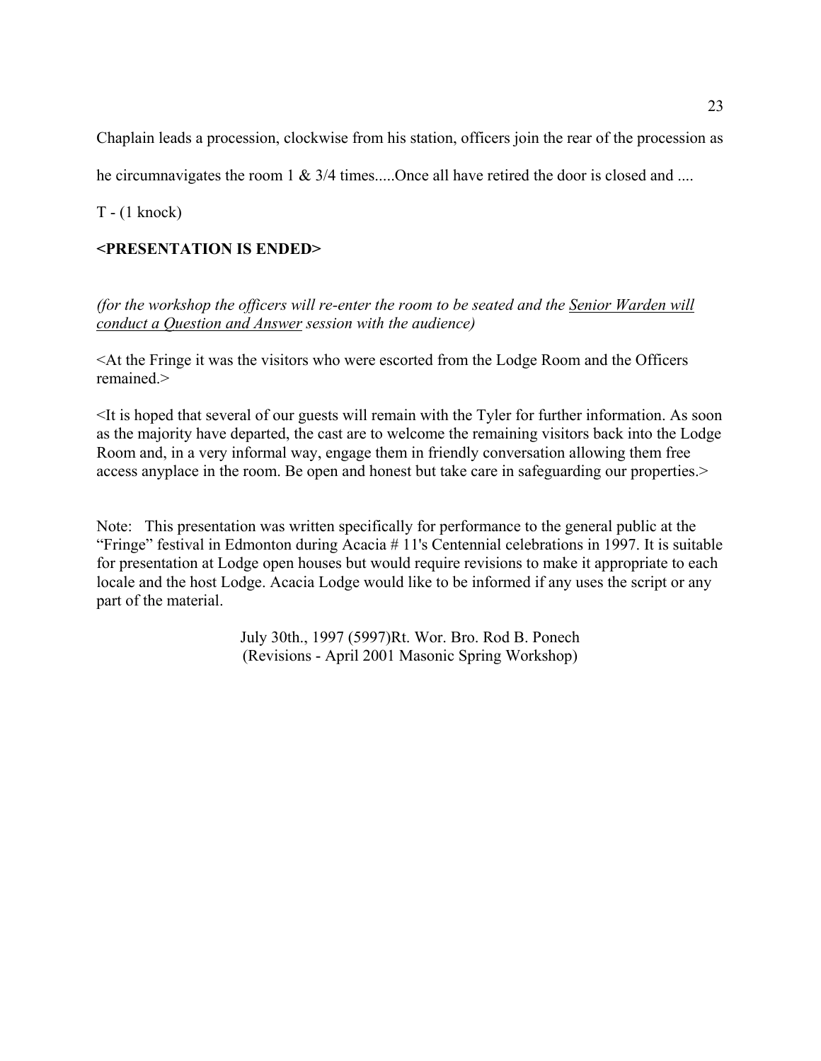Chaplain leads a procession, clockwise from his station, officers join the rear of the procession as he circumnavigates the room 1 & 3/4 times.....Once all have retired the door is closed and ....

T - (1 knock)

**<PRESENTATION IS ENDED>**

*(for the workshop the officers will re-enter the room to be seated and the* *<u>Senior Warden will conduct a Question and Answer</u>* *session with the audience)*

<At the Fringe it was the visitors who were escorted from the Lodge Room and the Officers remained.>

<It is hoped that several of our guests will remain with the Tyler for further information. As soon as the majority have departed, the cast are to welcome the remaining visitors back into the Lodge Room and, in a very informal way, engage them in friendly conversation allowing them free access anyplace in the room. Be open and honest but take care in safeguarding our properties.>

Note: This presentation was written specifically for performance to the general public at the "Fringe" festival in Edmonton during Acacia # 11's Centennial celebrations in 1997. It is suitable for presentation at Lodge open houses but would require revisions to make it appropriate to each locale and the host Lodge. Acacia Lodge would like to be informed if any uses the script or any part of the material.

July 30th., 1997 (5997)Rt. Wor. Bro. Rod B. Ponech
(Revisions - April 2001 Masonic Spring Workshop)